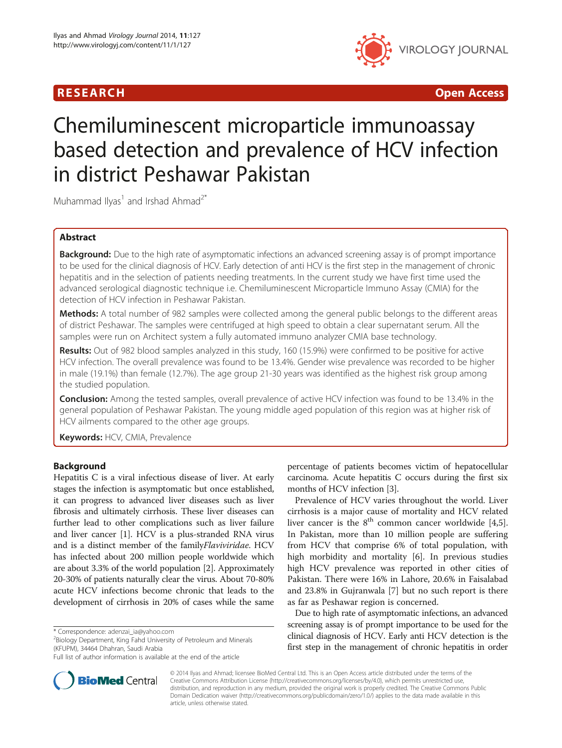RESEARCH Open Access

# Chemiluminescent microparticle immunoassay based detection and prevalence of HCV infection in district Peshawar Pakistan

Muhammad Ilyas[1] and Irshad Ahmad[2*]

## Abstract

**Background:** Due to the high rate of asymptomatic infections an advanced screening assay is of prompt importance to be used for the clinical diagnosis of HCV. Early detection of anti HCV is the first step in the management of chronic hepatitis and in the selection of patients needing treatments. In the current study we have first time used the advanced serological diagnostic technique i.e. Chemiluminescent Microparticle Immuno Assay (CMIA) for the detection of HCV infection in Peshawar Pakistan.

**Methods:** A total number of 982 samples were collected among the general public belongs to the different areas of district Peshawar. The samples were centrifuged at high speed to obtain a clear supernatant serum. All the samples were run on Architect system a fully automated immuno analyzer CMIA base technology.

**Results:** Out of 982 blood samples analyzed in this study, 160 (15.9%) were confirmed to be positive for active HCV infection. The overall prevalence was found to be 13.4%. Gender wise prevalence was recorded to be higher in male (19.1%) than female (12.7%). The age group 21-30 years was identified as the highest risk group among the studied population.

**Conclusion:** Among the tested samples, overall prevalence of active HCV infection was found to be 13.4% in the general population of Peshawar Pakistan. The young middle aged population of this region was at higher risk of HCV ailments compared to the other age groups.

**Keywords:** HCV, CMIA, Prevalence

## Background

Hepatitis C is a viral infectious disease of liver. At early stages the infection is asymptomatic but once established, it can progress to advanced liver diseases such as liver fibrosis and ultimately cirrhosis. These liver diseases can further lead to other complications such as liver failure and liver cancer [1]. HCV is a plus-stranded RNA virus and is a distinct member of the family*Flaviviridae*. HCV has infected about 200 million people worldwide which are about 3.3% of the world population [2]. Approximately 20-30% of patients naturally clear the virus. About 70-80% acute HCV infections become chronic that leads to the development of cirrhosis in 20% of cases while the same percentage of patients becomes victim of hepatocellular carcinoma. Acute hepatitis C occurs during the first six months of HCV infection [3].

Prevalence of HCV varies throughout the world. Liver cirrhosis is a major cause of mortality and HCV related liver cancer is the 8$^{th}$ common cancer worldwide [4,5]. In Pakistan, more than 10 million people are suffering from HCV that comprise 6% of total population, with high morbidity and mortality [6]. In previous studies high HCV prevalence was reported in other cities of Pakistan. There were 16% in Lahore, 20.6% in Faisalabad and 23.8% in Gujranwala [7] but no such report is there as far as Peshawar region is concerned.

Due to high rate of asymptomatic infections, an advanced screening assay is of prompt importance to be used for the clinical diagnosis of HCV. Early anti HCV detection is the first step in the management of chronic hepatitis in order

* Correspondence: adenzai_ia@yahoo.com
[2]Biology Department, King Fahd University of Petroleum and Minerals (KFUPM), 34464 Dhahran, Saudi Arabia
Full list of author information is available at the end of the article

© 2014 Ilyas and Ahmad; licensee BioMed Central Ltd. This is an Open Access article distributed under the terms of the Creative Commons Attribution License (http://creativecommons.org/licenses/by/4.0), which permits unrestricted use, distribution, and reproduction in any medium, provided the original work is properly credited. The Creative Commons Public Domain Dedication waiver (http://creativecommons.org/publicdomain/zero/1.0/) applies to the data made available in this article, unless otherwise stated.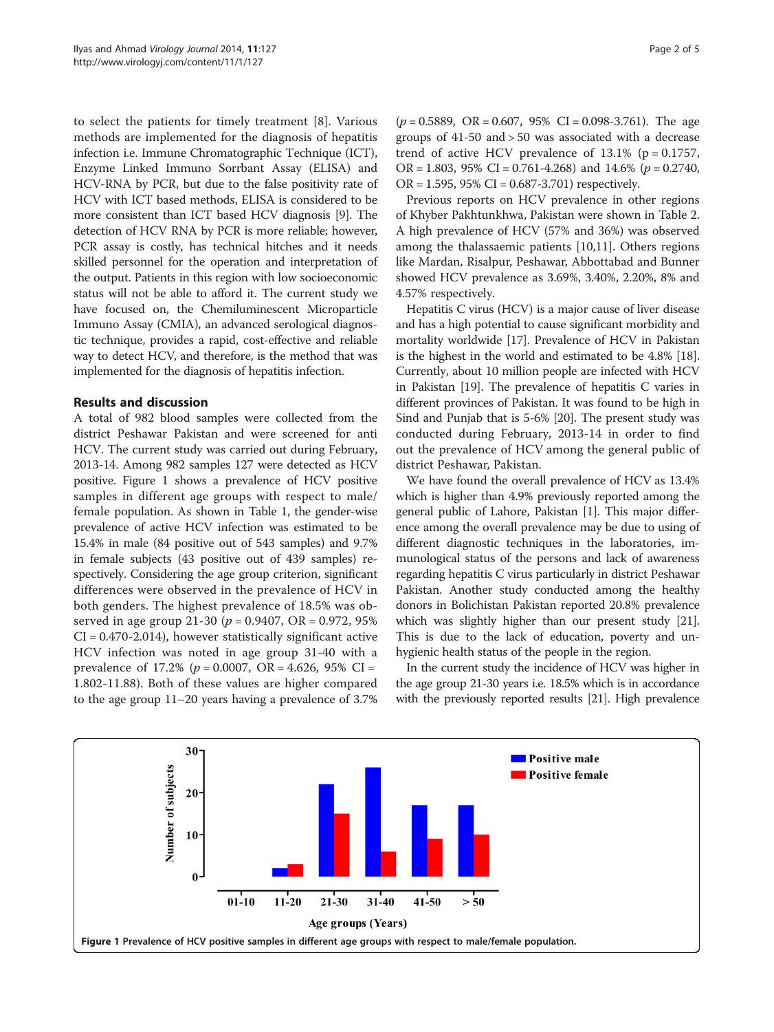to select the patients for timely treatment [8]. Various methods are implemented for the diagnosis of hepatitis infection i.e. Immune Chromatographic Technique (ICT), Enzyme Linked Immuno Sorrbant Assay (ELISA) and HCV-RNA by PCR, but due to the false positivity rate of HCV with ICT based methods, ELISA is considered to be more consistent than ICT based HCV diagnosis [9]. The detection of HCV RNA by PCR is more reliable; however, PCR assay is costly, has technical hitches and it needs skilled personnel for the operation and interpretation of the output. Patients in this region with low socioeconomic status will not be able to afford it. The current study we have focused on, the Chemiluminescent Microparticle Immuno Assay (CMIA), an advanced serological diagnostic technique, provides a rapid, cost-effective and reliable way to detect HCV, and therefore, is the method that was implemented for the diagnosis of hepatitis infection.

## Results and discussion

A total of 982 blood samples were collected from the district Peshawar Pakistan and were screened for anti HCV. The current study was carried out during February, 2013-14. Among 982 samples 127 were detected as HCV positive. Figure 1 shows a prevalence of HCV positive samples in different age groups with respect to male/female population. As shown in Table 1, the gender-wise prevalence of active HCV infection was estimated to be 15.4% in male (84 positive out of 543 samples) and 9.7% in female subjects (43 positive out of 439 samples) respectively. Considering the age group criterion, significant differences were observed in the prevalence of HCV in both genders. The highest prevalence of 18.5% was observed in age group 21-30 ($p = 0.9407$, OR = 0.972, 95% CI = 0.470-2.014), however statistically significant active HCV infection was noted in age group 31-40 with a prevalence of 17.2% ($p = 0.0007$, OR = 4.626, 95% CI = 1.802-11.88). Both of these values are higher compared to the age group 11–20 years having a prevalence of 3.7% ($p = 0.5889$, OR = 0.607, 95% CI = 0.098-3.761). The age groups of 41-50 and > 50 was associated with a decrease trend of active HCV prevalence of 13.1% ($p = 0.1757$, OR = 1.803, 95% CI = 0.761-4.268) and 14.6% ($p = 0.2740$, OR = 1.595, 95% CI = 0.687-3.701) respectively.

Previous reports on HCV prevalence in other regions of Khyber Pakhtunkhwa, Pakistan were shown in Table 2. A high prevalence of HCV (57% and 36%) was observed among the thalassaemic patients [10,11]. Others regions like Mardan, Risalpur, Peshawar, Abbottabad and Bunner showed HCV prevalence as 3.69%, 3.40%, 2.20%, 8% and 4.57% respectively.

Hepatitis C virus (HCV) is a major cause of liver disease and has a high potential to cause significant morbidity and mortality worldwide [17]. Prevalence of HCV in Pakistan is the highest in the world and estimated to be 4.8% [18]. Currently, about 10 million people are infected with HCV in Pakistan [19]. The prevalence of hepatitis C varies in different provinces of Pakistan. It was found to be high in Sind and Punjab that is 5-6% [20]. The present study was conducted during February, 2013-14 in order to find out the prevalence of HCV among the general public of district Peshawar, Pakistan.

We have found the overall prevalence of HCV as 13.4% which is higher than 4.9% previously reported among the general public of Lahore, Pakistan [1]. This major difference among the overall prevalence may be due to using of different diagnostic techniques in the laboratories, immunological status of the persons and lack of awareness regarding hepatitis C virus particularly in district Peshawar Pakistan. Another study conducted among the healthy donors in Bolichistan Pakistan reported 20.8% prevalence which was slightly higher than our present study [21]. This is due to the lack of education, poverty and unhygienic health status of the people in the region.

In the current study the incidence of HCV was higher in the age group 21-30 years i.e. 18.5% which is in accordance with the previously reported results [21]. High prevalence

**Figure 1** Prevalence of HCV positive samples in different age groups with respect to male/female population.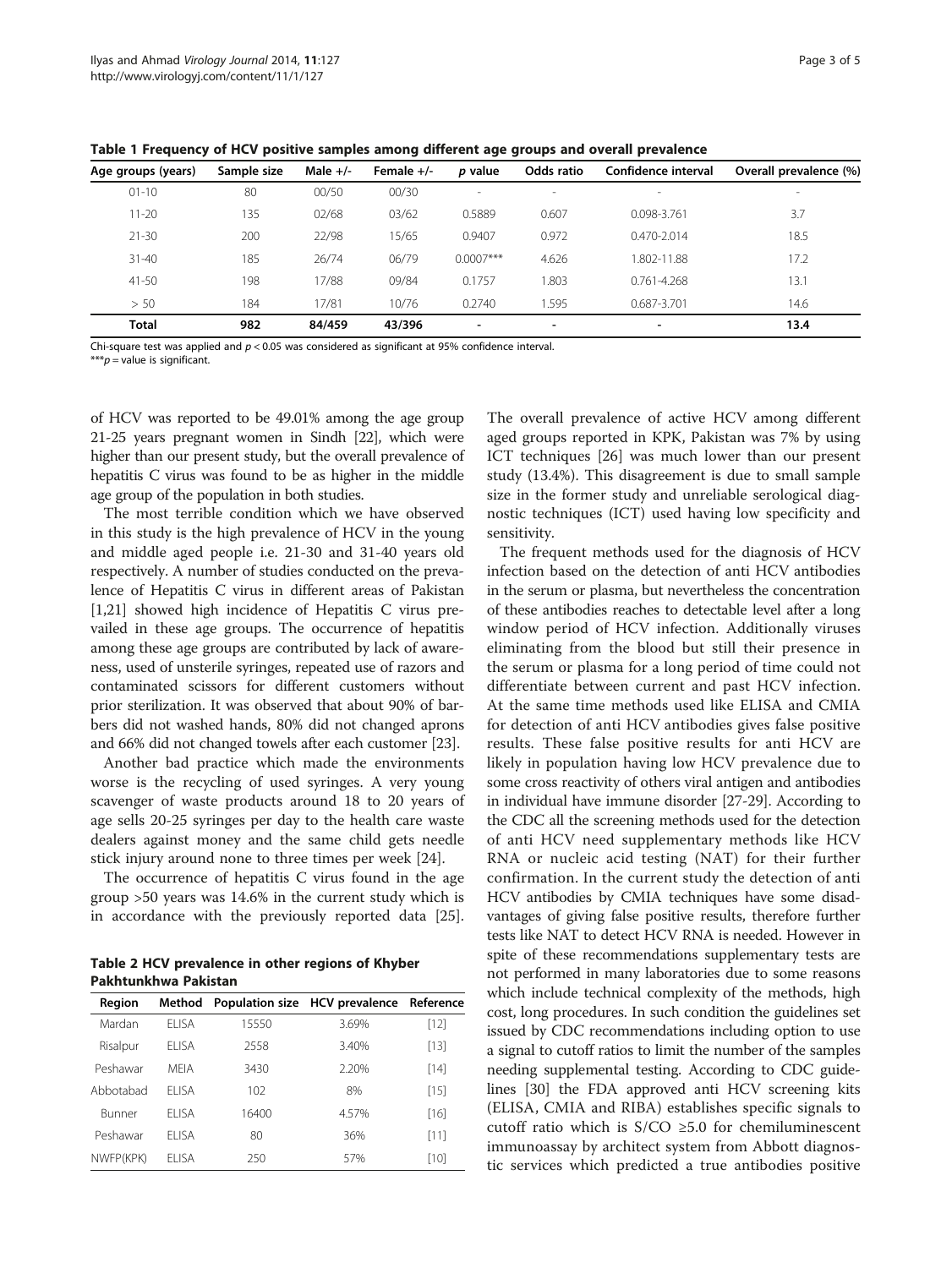**Table 1 Frequency of HCV positive samples among different age groups and overall prevalence**

| Age groups (years) | Sample size | Male +/- | Female +/- | p value | Odds ratio | Confidence interval | Overall prevalence (%) |
|---|---|---|---|---|---|---|---|
| 01-10 | 80 | 00/50 | 00/30 | - | - | - | - |
| 11-20 | 135 | 02/68 | 03/62 | 0.5889 | 0.607 | 0.098-3.761 | 3.7 |
| 21-30 | 200 | 22/98 | 15/65 | 0.9407 | 0.972 | 0.470-2.014 | 18.5 |
| 31-40 | 185 | 26/74 | 06/79 | 0.0007*** | 4.626 | 1.802-11.88 | 17.2 |
| 41-50 | 198 | 17/88 | 09/84 | 0.1757 | 1.803 | 0.761-4.268 | 13.1 |
| > 50 | 184 | 17/81 | 10/76 | 0.2740 | 1.595 | 0.687-3.701 | 14.6 |
| **Total** | **982** | **84/459** | **43/396** | - | - | - | **13.4** |

Chi-square test was applied and $p < 0.05$ was considered as significant at 95% confidence interval.
***$p$ = value is significant.

of HCV was reported to be 49.01% among the age group 21-25 years pregnant women in Sindh [22], which were higher than our present study, but the overall prevalence of hepatitis C virus was found to be as higher in the middle age group of the population in both studies.

The most terrible condition which we have observed in this study is the high prevalence of HCV in the young and middle aged people i.e. 21-30 and 31-40 years old respectively. A number of studies conducted on the prevalence of Hepatitis C virus in different areas of Pakistan [1,21] showed high incidence of Hepatitis C virus prevailed in these age groups. The occurrence of hepatitis among these age groups are contributed by lack of awareness, used of unsterile syringes, repeated use of razors and contaminated scissors for different customers without prior sterilization. It was observed that about 90% of barbers did not washed hands, 80% did not changed aprons and 66% did not changed towels after each customer [23].

Another bad practice which made the environments worse is the recycling of used syringes. A very young scavenger of waste products around 18 to 20 years of age sells 20-25 syringes per day to the health care waste dealers against money and the same child gets needle stick injury around none to three times per week [24].

The occurrence of hepatitis C virus found in the age group >50 years was 14.6% in the current study which is in accordance with the previously reported data [25].

**Table 2 HCV prevalence in other regions of Khyber Pakhtunkhwa Pakistan**

| Region | Method | Population size | HCV prevalence | Reference |
|---|---|---|---|---|
| Mardan | ELISA | 15550 | 3.69% | [12] |
| Risalpur | ELISA | 2558 | 3.40% | [13] |
| Peshawar | MEIA | 3430 | 2.20% | [14] |
| Abbotabad | ELISA | 102 | 8% | [15] |
| Bunner | ELISA | 16400 | 4.57% | [16] |
| Peshawar | ELISA | 80 | 36% | [11] |
| NWFP(KPK) | ELISA | 250 | 57% | [10] |

The overall prevalence of active HCV among different aged groups reported in KPK, Pakistan was 7% by using ICT techniques [26] was much lower than our present study (13.4%). This disagreement is due to small sample size in the former study and unreliable serological diagnostic techniques (ICT) used having low specificity and sensitivity.

The frequent methods used for the diagnosis of HCV infection based on the detection of anti HCV antibodies in the serum or plasma, but nevertheless the concentration of these antibodies reaches to detectable level after a long window period of HCV infection. Additionally viruses eliminating from the blood but still their presence in the serum or plasma for a long period of time could not differentiate between current and past HCV infection. At the same time methods used like ELISA and CMIA for detection of anti HCV antibodies gives false positive results. These false positive results for anti HCV are likely in population having low HCV prevalence due to some cross reactivity of others viral antigen and antibodies in individual have immune disorder [27-29]. According to the CDC all the screening methods used for the detection of anti HCV need supplementary methods like HCV RNA or nucleic acid testing (NAT) for their further confirmation. In the current study the detection of anti HCV antibodies by CMIA techniques have some disadvantages of giving false positive results, therefore further tests like NAT to detect HCV RNA is needed. However in spite of these recommendations supplementary tests are not performed in many laboratories due to some reasons which include technical complexity of the methods, high cost, long procedures. In such condition the guidelines set issued by CDC recommendations including option to use a signal to cutoff ratios to limit the number of the samples needing supplemental testing. According to CDC guidelines [30] the FDA approved anti HCV screening kits (ELISA, CMIA and RIBA) establishes specific signals to cutoff ratio which is $S/CO \geq 5.0$ for chemiluminescent immunoassay by architect system from Abbott diagnostic services which predicted a true antibodies positive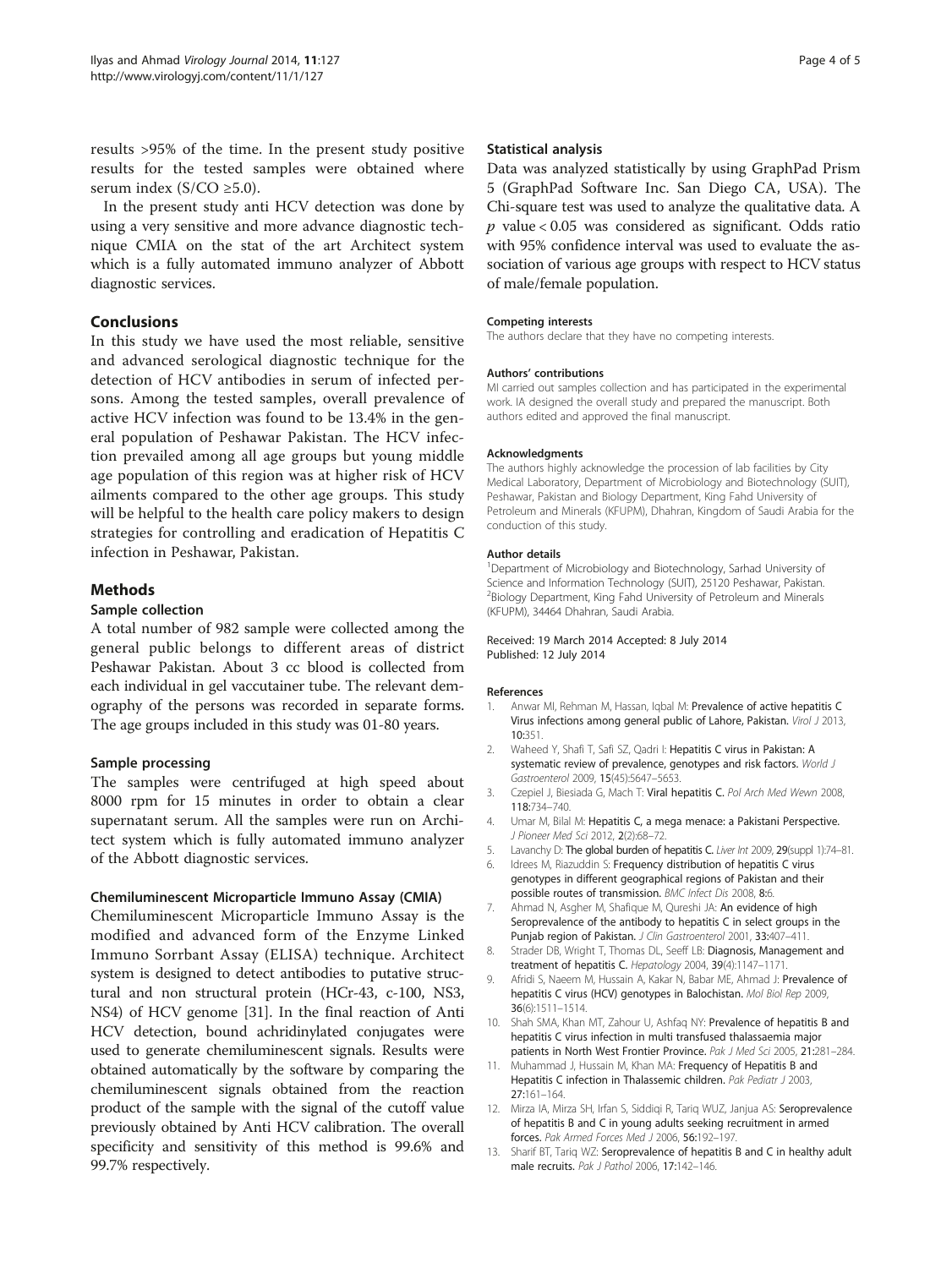results >95% of the time. In the present study positive results for the tested samples were obtained where serum index (S/CO ≥5.0).

In the present study anti HCV detection was done by using a very sensitive and more advance diagnostic technique CMIA on the stat of the art Architect system which is a fully automated immuno analyzer of Abbott diagnostic services.

## Conclusions

In this study we have used the most reliable, sensitive and advanced serological diagnostic technique for the detection of HCV antibodies in serum of infected persons. Among the tested samples, overall prevalence of active HCV infection was found to be 13.4% in the general population of Peshawar Pakistan. The HCV infection prevailed among all age groups but young middle age population of this region was at higher risk of HCV ailments compared to the other age groups. This study will be helpful to the health care policy makers to design strategies for controlling and eradication of Hepatitis C infection in Peshawar, Pakistan.

## Methods

### Sample collection

A total number of 982 sample were collected among the general public belongs to different areas of district Peshawar Pakistan. About 3 cc blood is collected from each individual in gel vaccutainer tube. The relevant demography of the persons was recorded in separate forms. The age groups included in this study was 01-80 years.

### Sample processing

The samples were centrifuged at high speed about 8000 rpm for 15 minutes in order to obtain a clear supernatant serum. All the samples were run on Architect system which is fully automated immuno analyzer of the Abbott diagnostic services.

#### Chemiluminescent Microparticle Immuno Assay (CMIA)

Chemiluminescent Microparticle Immuno Assay is the modified and advanced form of the Enzyme Linked Immuno Sorrbant Assay (ELISA) technique. Architect system is designed to detect antibodies to putative structural and non structural protein (HCr-43, c-100, NS3, NS4) of HCV genome [31]. In the final reaction of Anti HCV detection, bound achridinylated conjugates were used to generate chemiluminescent signals. Results were obtained automatically by the software by comparing the chemiluminescent signals obtained from the reaction product of the sample with the signal of the cutoff value previously obtained by Anti HCV calibration. The overall specificity and sensitivity of this method is 99.6% and 99.7% respectively.

### Statistical analysis

Data was analyzed statistically by using GraphPad Prism 5 (GraphPad Software Inc. San Diego CA, USA). The Chi-square test was used to analyze the qualitative data. A $p$ value < 0.05 was considered as significant. Odds ratio with 95% confidence interval was used to evaluate the association of various age groups with respect to HCV status of male/female population.

#### Competing interests

The authors declare that they have no competing interests.

#### Authors' contributions

MI carried out samples collection and has participated in the experimental work. IA designed the overall study and prepared the manuscript. Both authors edited and approved the final manuscript.

#### Acknowledgments

The authors highly acknowledge the procession of lab facilities by City Medical Laboratory, Department of Microbiology and Biotechnology (SUIT), Peshawar, Pakistan and Biology Department, King Fahd University of Petroleum and Minerals (KFUPM), Dhahran, Kingdom of Saudi Arabia for the conduction of this study.

#### Author details

[1]Department of Microbiology and Biotechnology, Sarhad University of Science and Information Technology (SUIT), 25120 Peshawar, Pakistan. [2]Biology Department, King Fahd University of Petroleum and Minerals (KFUPM), 34464 Dhahran, Saudi Arabia.

Received: 19 March 2014 Accepted: 8 July 2014
Published: 12 July 2014

#### References

1. Anwar MI, Rehman M, Hassan, Iqbal M: **Prevalence of active hepatitis C Virus infections among general public of Lahore, Pakistan.** *Virol J* 2013, **10**:351.
2. Waheed Y, Shafi T, Safi SZ, Qadri I: **Hepatitis C virus in Pakistan: A systematic review of prevalence, genotypes and risk factors.** *World J Gastroenterol* 2009, **15**(45):5647–5653.
3. Czepiel J, Biesiada G, Mach T: **Viral hepatitis C.** *Pol Arch Med Wewn* 2008, **118**:734–740.
4. Umar M, Bilal M: **Hepatitis C, a mega menace: a Pakistani Perspective.** *J Pioneer Med Sci* 2012, **2**(2):68–72.
5. Lavanchy D: **The global burden of hepatitis C.** *Liver Int* 2009, **29**(suppl 1):74–81.
6. Idrees M, Riazuddin S: **Frequency distribution of hepatitis C virus genotypes in different geographical regions of Pakistan and their possible routes of transmission.** *BMC Infect Dis* 2008, **8**:6.
7. Ahmad N, Asgher M, Shafique M, Qureshi JA: **An evidence of high Seroprevalence of the antibody to hepatitis C in select groups in the Punjab region of Pakistan.** *J Clin Gastroenterol* 2001, **33**:407–411.
8. Strader DB, Wright T, Thomas DL, Seeff LB: **Diagnosis, Management and treatment of hepatitis C.** *Hepatology* 2004, **39**(4):1147–1171.
9. Afridi S, Naeem M, Hussain A, Kakar N, Babar ME, Ahmad J: **Prevalence of hepatitis C virus (HCV) genotypes in Balochistan.** *Mol Biol Rep* 2009, **36**(6):1511–1514.
10. Shah SMA, Khan MT, Zahour U, Ashfaq NY: **Prevalence of hepatitis B and hepatitis C virus infection in multi transfused thalassaemia major patients in North West Frontier Province.** *Pak J Med Sci* 2005, **21**:281–284.
11. Muhammad J, Hussain M, Khan MA: **Frequency of Hepatitis B and Hepatitis C infection in Thalassemic children.** *Pak Pediatr J* 2003, **27**:161–164.
12. Mirza IA, Mirza SH, Irfan S, Siddiqi R, Tariq WUZ, Janjua AS: **Seroprevalence of hepatitis B and C in young adults seeking recruitment in armed forces.** *Pak Armed Forces Med J* 2006, **56**:192–197.
13. Sharif BT, Tariq WZ: **Seroprevalence of hepatitis B and C in healthy adult male recruits.** *Pak J Pathol* 2006, **17**:142–146.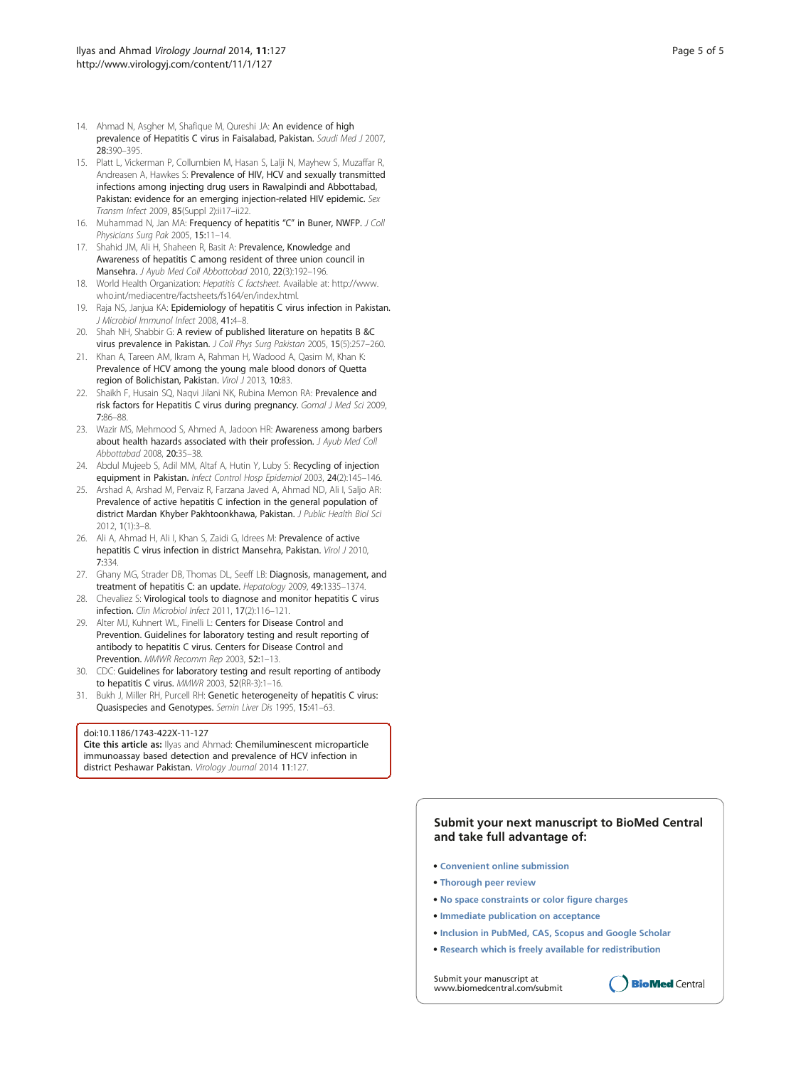14. Ahmad N, Asgher M, Shafique M, Qureshi JA: **An evidence of high prevalence of Hepatitis C virus in Faisalabad, Pakistan.** *Saudi Med J* 2007, **28**:390–395.
15. Platt L, Vickerman P, Collumbien M, Hasan S, Lalji N, Mayhew S, Muzaffar R, Andreasen A, Hawkes S: **Prevalence of HIV, HCV and sexually transmitted infections among injecting drug users in Rawalpindi and Abbottabad, Pakistan: evidence for an emerging injection-related HIV epidemic.** *Sex Transm Infect* 2009, **85**(Suppl 2):ii17–ii22.
16. Muhammad N, Jan MA: **Frequency of hepatitis "C" in Buner, NWFP.** *J Coll Physicians Surg Pak* 2005, **15**:11–14.
17. Shahid JM, Ali H, Shaheen R, Basit A: **Prevalence, Knowledge and Awareness of hepatitis C among resident of three union council in Mansehra.** *J Ayub Med Coll Abbottobad* 2010, **22**(3):192–196.
18. World Health Organization: *Hepatitis C factsheet.* Available at: http://www.who.int/mediacentre/factsheets/fs164/en/index.html.
19. Raja NS, Janjua KA: **Epidemiology of hepatitis C virus infection in Pakistan.** *J Microbiol Immunol Infect* 2008, **41**:4–8.
20. Shah NH, Shabbir G: **A review of published literature on hepatis B &C virus prevalence in Pakistan.** *J Coll Phys Surg Pakistan* 2005, **15**(5):257–260.
21. Khan A, Tareen AM, Ikram A, Rahman H, Wadood A, Qasim M, Khan K: **Prevalence of HCV among the young male blood donors of Quetta region of Bolichistan, Pakistan.** *Virol J* 2013, **10**:83.
22. Shaikh F, Husain SQ, Naqvi Jilani NK, Rubina Memon RA: **Prevalence and risk factors for Hepatitis C virus during pregnancy.** *Gomal J Med Sci* 2009, **7**:86–88.
23. Wazir MS, Mehmood S, Ahmed A, Jadoon HR: **Awareness among barbers about health hazards associated with their profession.** *J Ayub Med Coll Abbottabad* 2008, **20**:35–38.
24. Abdul Mujeeb S, Adil MM, Altaf A, Hutin Y, Luby S: **Recycling of injection equipment in Pakistan.** *Infect Control Hosp Epidemiol* 2003, **24**(2):145–146.
25. Arshad A, Arshad M, Pervaiz R, Farzana Javed A, Ahmad ND, Ali I, Saljo AR: **Prevalence of active hepatitis C infection in the general population of district Mardan Khyber Pakhtoonkhawa, Pakistan.** *J Public Health Biol Sci* 2012, **1**(1):3–8.
26. Ali A, Ahmad H, Ali I, Khan S, Zaidi G, Idrees M: **Prevalence of active hepatitis C virus infection in district Mansehra, Pakistan.** *Virol J* 2010, **7**:334.
27. Ghany MG, Strader DB, Thomas DL, Seeff LB: **Diagnosis, management, and treatment of hepatitis C: an update.** *Hepatology* 2009, **49**:1335–1374.
28. Chevaliez S: **Virological tools to diagnose and monitor hepatitis C virus infection.** *Clin Microbiol Infect* 2011, **17**(2):116–121.
29. Alter MJ, Kuhnert WL, Finelli L: **Centers for Disease Control and Prevention. Guidelines for laboratory testing and result reporting of antibody to hepatitis C virus. Centers for Disease Control and Prevention.** *MMWR Recomm Rep* 2003, **52**:1–13.
30. CDC: **Guidelines for laboratory testing and result reporting of antibody to hepatitis C virus.** *MMWR* 2003, **52**(RR-3):1–16.
31. Bukh J, Miller RH, Purcell RH: **Genetic heterogeneity of hepatitis C virus: Quasispecies and Genotypes.** *Semin Liver Dis* 1995, **15**:41–63.

doi:10.1186/1743-422X-11-127
**Cite this article as:** Ilyas and Ahmad: Chemiluminescent microparticle immunoassay based detection and prevalence of HCV infection in district Peshawar Pakistan. *Virology Journal* 2014 **11**:127.

**Submit your next manuscript to BioMed Central and take full advantage of:**

- **Convenient online submission**
- **Thorough peer review**
- **No space constraints or color figure charges**
- **Immediate publication on acceptance**
- **Inclusion in PubMed, CAS, Scopus and Google Scholar**
- **Research which is freely available for redistribution**

Submit your manuscript at
www.biomedcentral.com/submit

BioMed Central